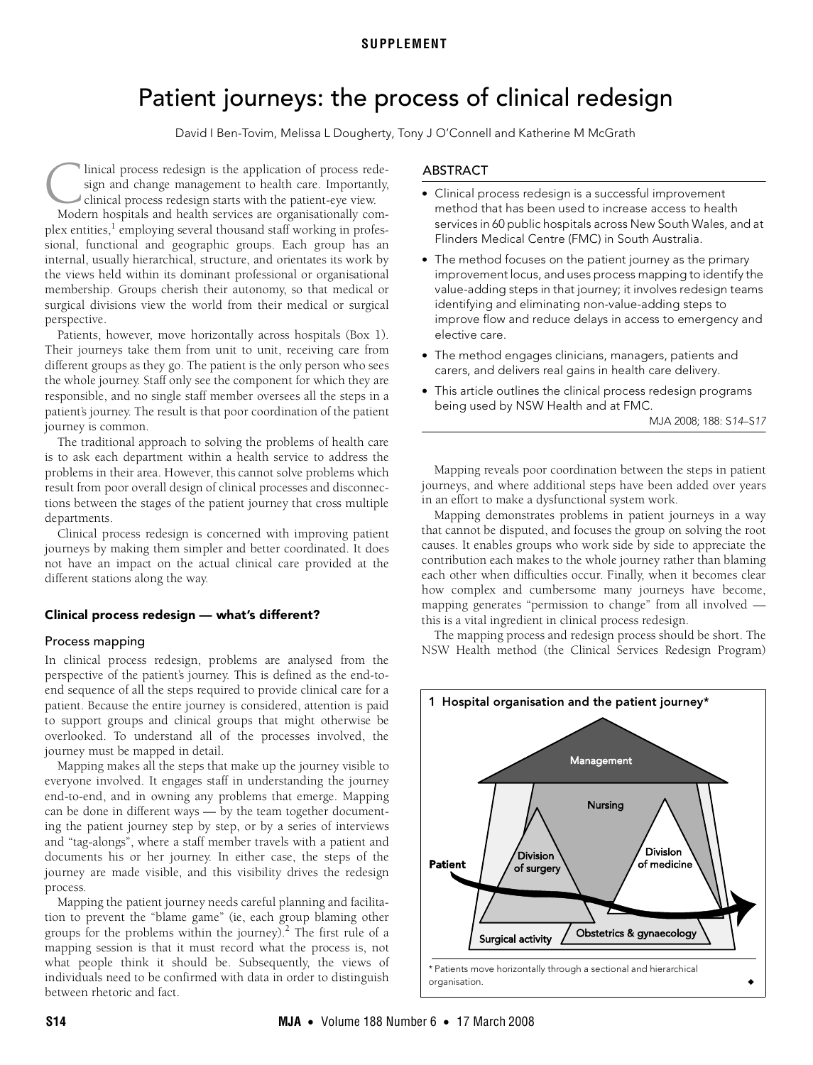# Patient journeys: the process of clinical redesign

David I Ben-Tovim, Melissa L Dougherty, Tony J O'Connell and Katherine M McGrath

## ABSTRACT

- Clinical process redesign is a successful improvement method that has been used to increase access to health services in 60 public hospitals across New South Wales, and at Flinders Medical Centre (FMC) in South Australia.
- The method focuses on the patient journey as the primary improvement locus, and uses process mapping to identify the value-adding steps in that journey; it involves redesign teams identifying and eliminating non-value-adding steps to improve flow and reduce delays in access to emergency and elective care.
- The method engages clinicians, managers, patients and carers, and delivers real gains in health care delivery.
- This article outlines the clinical process redesign programs being used by NSW Health and at FMC.

MJA 2008; 188: S14–S17

Clinical process redesign is the application of process redesign and change management to health care. Importantly, clinical process redesign starts with the patient-eye view.

Modern hospitals and health services are organisationally complex entities,[1] employing several thousand staff working in professional, functional and geographic groups. Each group has an internal, usually hierarchical, structure, and orientates its work by the views held within its dominant professional or organisational membership. Groups cherish their autonomy, so that medical or surgical divisions view the world from their medical or surgical perspective.

Patients, however, move horizontally across hospitals (Box 1). Their journeys take them from unit to unit, receiving care from different groups as they go. The patient is the only person who sees the whole journey. Staff only see the component for which they are responsible, and no single staff member oversees all the steps in a patient's journey. The result is that poor coordination of the patient journey is common.

The traditional approach to solving the problems of health care is to ask each department within a health service to address the problems in their area. However, this cannot solve problems which result from poor overall design of clinical processes and disconnections between the stages of the patient journey that cross multiple departments.

Clinical process redesign is concerned with improving patient journeys by making them simpler and better coordinated. It does not have an impact on the actual clinical care provided at the different stations along the way.

## Clinical process redesign — what's different?

### Process mapping

In clinical process redesign, problems are analysed from the perspective of the patient's journey. This is defined as the end-to-end sequence of all the steps required to provide clinical care for a patient. Because the entire journey is considered, attention is paid to support groups and clinical groups that might otherwise be overlooked. To understand all of the processes involved, the journey must be mapped in detail.

Mapping makes all the steps that make up the journey visible to everyone involved. It engages staff in understanding the journey end-to-end, and in owning any problems that emerge. Mapping can be done in different ways — by the team together documenting the patient journey step by step, or by a series of interviews and "tag-alongs", where a staff member travels with a patient and documents his or her journey. In either case, the steps of the journey are made visible, and this visibility drives the redesign process.

Mapping the patient journey needs careful planning and facilitation to prevent the "blame game" (ie, each group blaming other groups for the problems within the journey).[2] The first rule of a mapping session is that it must record what the process is, not what people think it should be. Subsequently, the views of individuals need to be confirmed with data in order to distinguish between rhetoric and fact.

Mapping reveals poor coordination between the steps in patient journeys, and where additional steps have been added over years in an effort to make a dysfunctional system work.

Mapping demonstrates problems in patient journeys in a way that cannot be disputed, and focuses the group on solving the root causes. It enables groups who work side by side to appreciate the contribution each makes to the whole journey rather than blaming each other when difficulties occur. Finally, when it becomes clear how complex and cumbersome many journeys have become, mapping generates "permission to change" from all involved — this is a vital ingredient in clinical process redesign.

The mapping process and redesign process should be short. The NSW Health method (the Clinical Services Redesign Program)

**1 Hospital organisation and the patient journey***

Management; Nursing; Division of surgery; Division of medicine; Patient; Surgical activity; Obstetrics & gynaecology

* Patients move horizontally through a sectional and hierarchical organisation.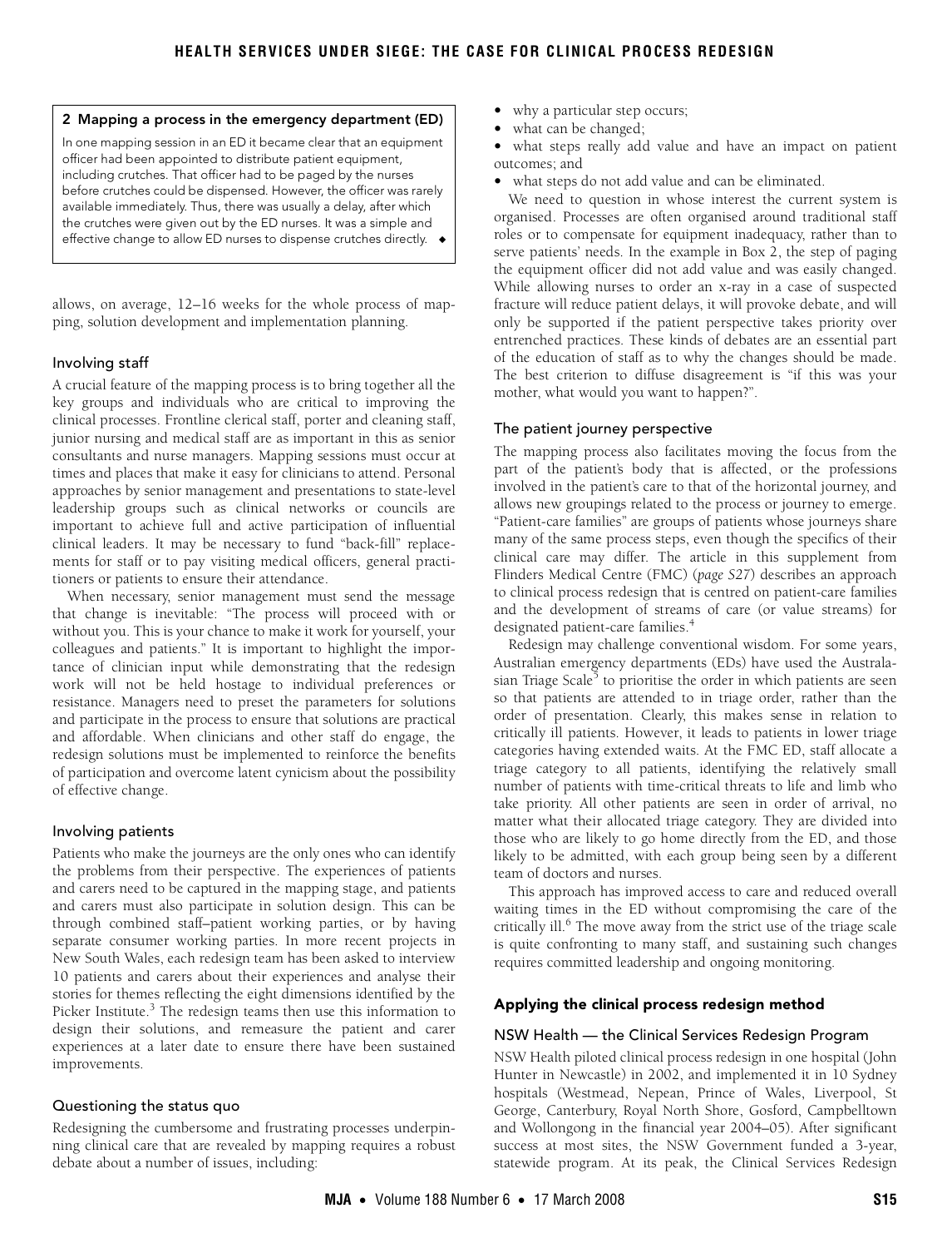**2 Mapping a process in the emergency department (ED)**

In one mapping session in an ED it became clear that an equipment officer had been appointed to distribute patient equipment, including crutches. That officer had to be paged by the nurses before crutches could be dispensed. However, the officer was rarely available immediately. Thus, there was usually a delay, after which the crutches were given out by the ED nurses. It was a simple and effective change to allow ED nurses to dispense crutches directly. ◆

allows, on average, 12–16 weeks for the whole process of mapping, solution development and implementation planning.

### Involving staff

A crucial feature of the mapping process is to bring together all the key groups and individuals who are critical to improving the clinical processes. Frontline clerical staff, porter and cleaning staff, junior nursing and medical staff are as important in this as senior consultants and nurse managers. Mapping sessions must occur at times and places that make it easy for clinicians to attend. Personal approaches by senior management and presentations to state-level leadership groups such as clinical networks or councils are important to achieve full and active participation of influential clinical leaders. It may be necessary to fund "back-fill" replacements for staff or to pay visiting medical officers, general practitioners or patients to ensure their attendance.

When necessary, senior management must send the message that change is inevitable: "The process will proceed with or without you. This is your chance to make it work for yourself, your colleagues and patients." It is important to highlight the importance of clinician input while demonstrating that the redesign work will not be held hostage to individual preferences or resistance. Managers need to preset the parameters for solutions and participate in the process to ensure that solutions are practical and affordable. When clinicians and other staff do engage, the redesign solutions must be implemented to reinforce the benefits of participation and overcome latent cynicism about the possibility of effective change.

### Involving patients

Patients who make the journeys are the only ones who can identify the problems from their perspective. The experiences of patients and carers need to be captured in the mapping stage, and patients and carers must also participate in solution design. This can be through combined staff–patient working parties, or by having separate consumer working parties. In more recent projects in New South Wales, each redesign team has been asked to interview 10 patients and carers about their experiences and analyse their stories for themes reflecting the eight dimensions identified by the Picker Institute.[3] The redesign teams then use this information to design their solutions, and remeasure the patient and carer experiences at a later date to ensure there have been sustained improvements.

### Questioning the status quo

Redesigning the cumbersome and frustrating processes underpinning clinical care that are revealed by mapping requires a robust debate about a number of issues, including:

- why a particular step occurs;
- what can be changed;
- what steps really add value and have an impact on patient outcomes; and
- what steps do not add value and can be eliminated.

We need to question in whose interest the current system is organised. Processes are often organised around traditional staff roles or to compensate for equipment inadequacy, rather than to serve patients' needs. In the example in Box 2, the step of paging the equipment officer did not add value and was easily changed. While allowing nurses to order an x-ray in a case of suspected fracture will reduce patient delays, it will provoke debate, and will only be supported if the patient perspective takes priority over entrenched practices. These kinds of debates are an essential part of the education of staff as to why the changes should be made. The best criterion to diffuse disagreement is "if this was your mother, what would you want to happen?".

### The patient journey perspective

The mapping process also facilitates moving the focus from the part of the patient's body that is affected, or the professions involved in the patient's care to that of the horizontal journey, and allows new groupings related to the process or journey to emerge. "Patient-care families" are groups of patients whose journeys share many of the same process steps, even though the specifics of their clinical care may differ. The article in this supplement from Flinders Medical Centre (FMC) (*page S27*) describes an approach to clinical process redesign that is centred on patient-care families and the development of streams of care (or value streams) for designated patient-care families.[4]

Redesign may challenge conventional wisdom. For some years, Australian emergency departments (EDs) have used the Australasian Triage Scale[5] to prioritise the order in which patients are seen so that patients are attended to in triage order, rather than the order of presentation. Clearly, this makes sense in relation to critically ill patients. However, it leads to patients in lower triage categories having extended waits. At the FMC ED, staff allocate a triage category to all patients, identifying the relatively small number of patients with time-critical threats to life and limb who take priority. All other patients are seen in order of arrival, no matter what their allocated triage category. They are divided into those who are likely to go home directly from the ED, and those likely to be admitted, with each group being seen by a different team of doctors and nurses.

This approach has improved access to care and reduced overall waiting times in the ED without compromising the care of the critically ill.[6] The move away from the strict use of the triage scale is quite confronting to many staff, and sustaining such changes requires committed leadership and ongoing monitoring.

## Applying the clinical process redesign method

### NSW Health — the Clinical Services Redesign Program

NSW Health piloted clinical process redesign in one hospital (John Hunter in Newcastle) in 2002, and implemented it in 10 Sydney hospitals (Westmead, Nepean, Prince of Wales, Liverpool, St George, Canterbury, Royal North Shore, Gosford, Campbelltown and Wollongong in the financial year 2004–05). After significant success at most sites, the NSW Government funded a 3-year, statewide program. At its peak, the Clinical Services Redesign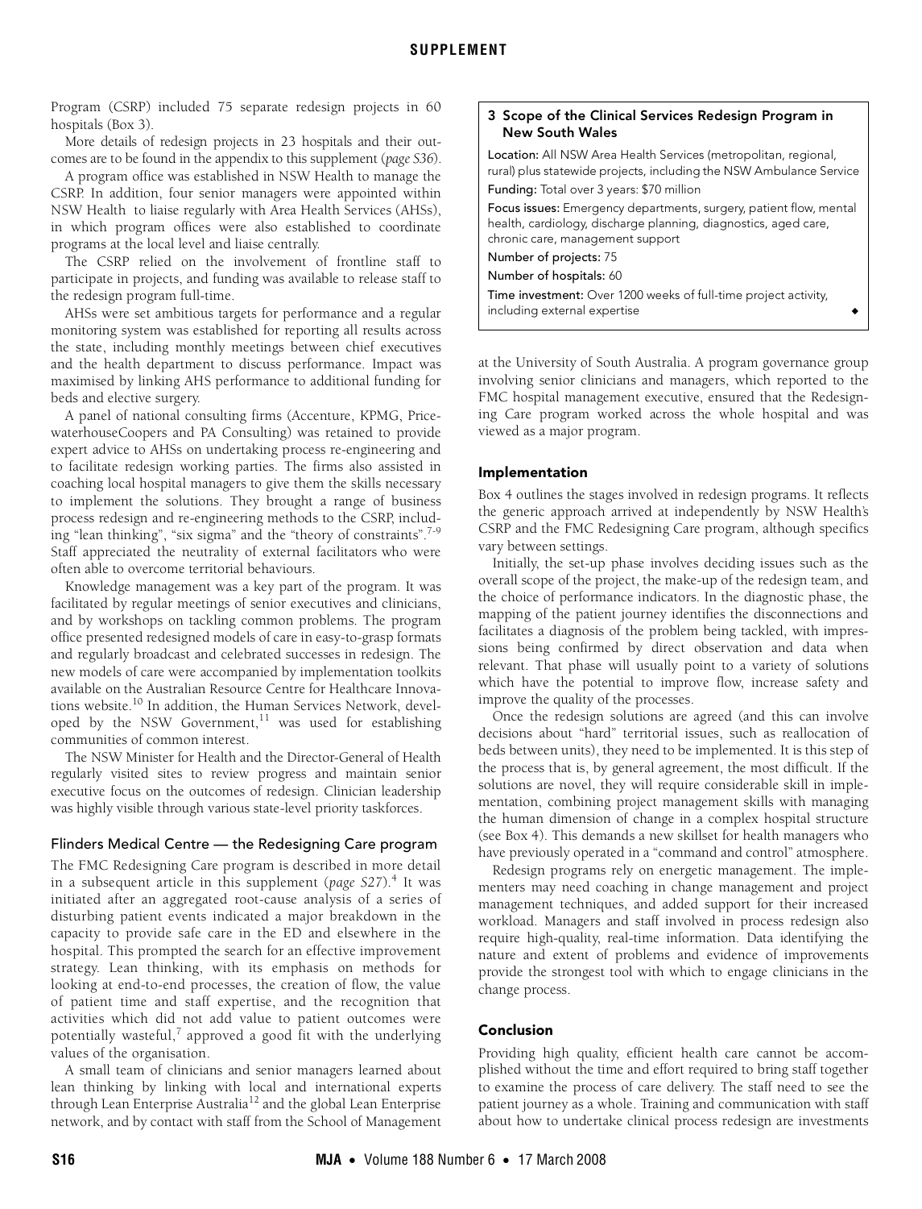Program (CSRP) included 75 separate redesign projects in 60 hospitals (Box 3).

More details of redesign projects in 23 hospitals and their outcomes are to be found in the appendix to this supplement (*page S36*).

A program office was established in NSW Health to manage the CSRP. In addition, four senior managers were appointed within NSW Health to liaise regularly with Area Health Services (AHSs), in which program offices were also established to coordinate programs at the local level and liaise centrally.

The CSRP relied on the involvement of frontline staff to participate in projects, and funding was available to release staff to the redesign program full-time.

AHSs were set ambitious targets for performance and a regular monitoring system was established for reporting all results across the state, including monthly meetings between chief executives and the health department to discuss performance. Impact was maximised by linking AHS performance to additional funding for beds and elective surgery.

A panel of national consulting firms (Accenture, KPMG, PricewaterhouseCoopers and PA Consulting) was retained to provide expert advice to AHSs on undertaking process re-engineering and to facilitate redesign working parties. The firms also assisted in coaching local hospital managers to give them the skills necessary to implement the solutions. They brought a range of business process redesign and re-engineering methods to the CSRP, including "lean thinking", "six sigma" and the "theory of constraints".[7-9] Staff appreciated the neutrality of external facilitators who were often able to overcome territorial behaviours.

Knowledge management was a key part of the program. It was facilitated by regular meetings of senior executives and clinicians, and by workshops on tackling common problems. The program office presented redesigned models of care in easy-to-grasp formats and regularly broadcast and celebrated successes in redesign. The new models of care were accompanied by implementation toolkits available on the Australian Resource Centre for Healthcare Innovations website.[10] In addition, the Human Services Network, developed by the NSW Government,[11] was used for establishing communities of common interest.

The NSW Minister for Health and the Director-General of Health regularly visited sites to review progress and maintain senior executive focus on the outcomes of redesign. Clinician leadership was highly visible through various state-level priority taskforces.

### Flinders Medical Centre — the Redesigning Care program

The FMC Redesigning Care program is described in more detail in a subsequent article in this supplement (*page S27*).[4] It was initiated after an aggregated root-cause analysis of a series of disturbing patient events indicated a major breakdown in the capacity to provide safe care in the ED and elsewhere in the hospital. This prompted the search for an effective improvement strategy. Lean thinking, with its emphasis on methods for looking at end-to-end processes, the creation of flow, the value of patient time and staff expertise, and the recognition that activities which did not add value to patient outcomes were potentially wasteful,[7] approved a good fit with the underlying values of the organisation.

A small team of clinicians and senior managers learned about lean thinking by linking with local and international experts through Lean Enterprise Australia[12] and the global Lean Enterprise network, and by contact with staff from the School of Management at the University of South Australia. A program governance group involving senior clinicians and managers, which reported to the FMC hospital management executive, ensured that the Redesigning Care program worked across the whole hospital and was viewed as a major program.

**3 Scope of the Clinical Services Redesign Program in New South Wales**

**Location:** All NSW Area Health Services (metropolitan, regional, rural) plus statewide projects, including the NSW Ambulance Service

**Funding:** Total over 3 years: $70 million

**Focus issues:** Emergency departments, surgery, patient flow, mental health, cardiology, discharge planning, diagnostics, aged care, chronic care, management support

**Number of projects:** 75

**Number of hospitals:** 60

**Time investment:** Over 1200 weeks of full-time project activity, including external expertise ◆

## Implementation

Box 4 outlines the stages involved in redesign programs. It reflects the generic approach arrived at independently by NSW Health's CSRP and the FMC Redesigning Care program, although specifics vary between settings.

Initially, the set-up phase involves deciding issues such as the overall scope of the project, the make-up of the redesign team, and the choice of performance indicators. In the diagnostic phase, the mapping of the patient journey identifies the disconnections and facilitates a diagnosis of the problem being tackled, with impressions being confirmed by direct observation and data when relevant. That phase will usually point to a variety of solutions which have the potential to improve flow, increase safety and improve the quality of the processes.

Once the redesign solutions are agreed (and this can involve decisions about "hard" territorial issues, such as reallocation of beds between units), they need to be implemented. It is this step of the process that is, by general agreement, the most difficult. If the solutions are novel, they will require considerable skill in implementation, combining project management skills with managing the human dimension of change in a complex hospital structure (see Box 4). This demands a new skillset for health managers who have previously operated in a "command and control" atmosphere.

Redesign programs rely on energetic management. The implementers may need coaching in change management and project management techniques, and added support for their increased workload. Managers and staff involved in process redesign also require high-quality, real-time information. Data identifying the nature and extent of problems and evidence of improvements provide the strongest tool with which to engage clinicians in the change process.

## Conclusion

Providing high quality, efficient health care cannot be accomplished without the time and effort required to bring staff together to examine the process of care delivery. The staff need to see the patient journey as a whole. Training and communication with staff about how to undertake clinical process redesign are investments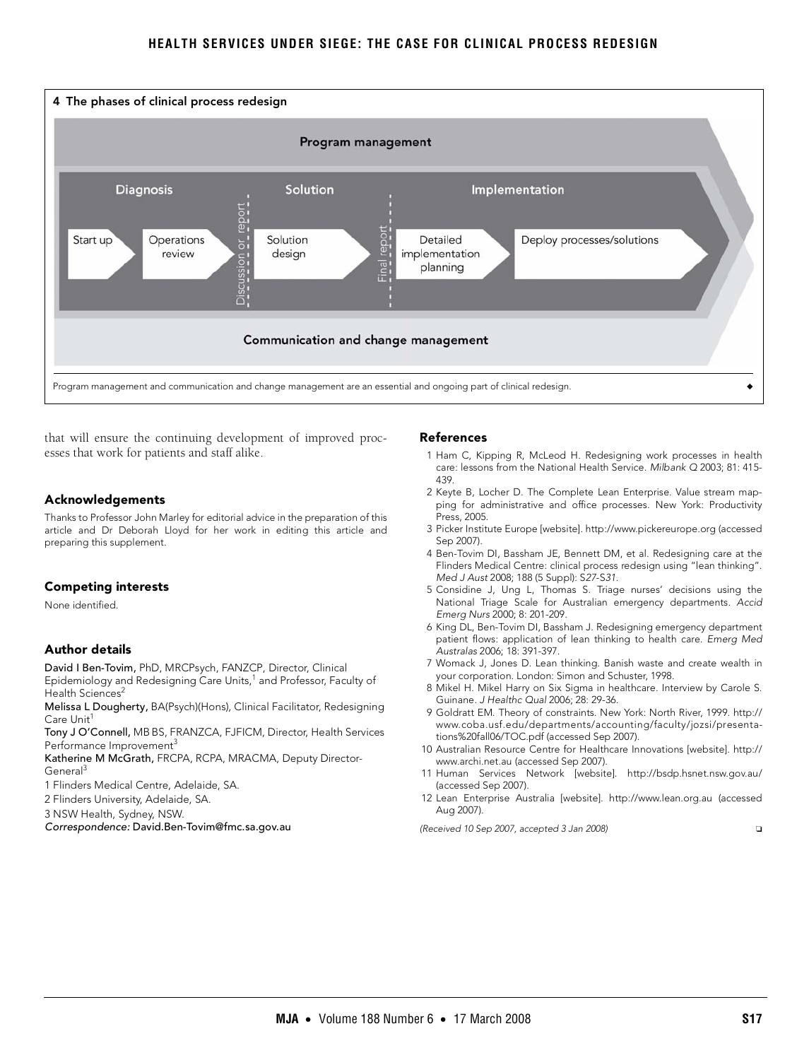**4 The phases of clinical process redesign**

Program management

Diagnosis

Solution

Implementation

Start up

Operations review

Discussion or report

Solution design

Final report

Detailed implementation planning

Deploy processes/solutions

Communication and change management

Program management and communication and change management are an essential and ongoing part of clinical redesign. ◆

that will ensure the continuing development of improved processes that work for patients and staff alike.

## Acknowledgements

Thanks to Professor John Marley for editorial advice in the preparation of this article and Dr Deborah Lloyd for her work in editing this article and preparing this supplement.

## Competing interests

None identified.

## Author details

**David I Ben-Tovim,** PhD, MRCPsych, FANZCP, Director, Clinical Epidemiology and Redesigning Care Units,[1] and Professor, Faculty of Health Sciences[2]

**Melissa L Dougherty,** BA(Psych)(Hons), Clinical Facilitator, Redesigning Care Unit[1]

**Tony J O'Connell,** MB BS, FRANZCA, FJFICM, Director, Health Services Performance Improvement[3]

**Katherine M McGrath,** FRCPA, RCPA, MRACMA, Deputy Director-General[3]

1 Flinders Medical Centre, Adelaide, SA.

2 Flinders University, Adelaide, SA.

3 NSW Health, Sydney, NSW.

*Correspondence:* David.Ben-Tovim@fmc.sa.gov.au

## References

1 Ham C, Kipping R, McLeod H. Redesigning work processes in health care: lessons from the National Health Service. *Milbank Q* 2003; 81: 415-439.

2 Keyte B, Locher D. The Complete Lean Enterprise. Value stream mapping for administrative and office processes. New York: Productivity Press, 2005.

3 Picker Institute Europe [website]. http://www.pickereurope.org (accessed Sep 2007).

4 Ben-Tovim DI, Bassham JE, Bennett DM, et al. Redesigning care at the Flinders Medical Centre: clinical process redesign using "lean thinking". *Med J Aust* 2008; 188 (5 Suppl): S27-S31.

5 Considine J, Ung L, Thomas S. Triage nurses' decisions using the National Triage Scale for Australian emergency departments. *Accid Emerg Nurs* 2000; 8: 201-209.

6 King DL, Ben-Tovim DI, Bassham J. Redesigning emergency department patient flows: application of lean thinking to health care. *Emerg Med Australas* 2006; 18: 391-397.

7 Womack J, Jones D. Lean thinking. Banish waste and create wealth in your corporation. London: Simon and Schuster, 1998.

8 Mikel H. Mikel Harry on Six Sigma in healthcare. Interview by Carole S. Guinane. *J Healthc Qual* 2006; 28: 29-36.

9 Goldratt EM. Theory of constraints. New York: North River, 1999. http://www.coba.usf.edu/departments/accounting/faculty/jozsi/presentations%20fall06/TOC.pdf (accessed Sep 2007).

10 Australian Resource Centre for Healthcare Innovations [website]. http://www.archi.net.au (accessed Sep 2007).

11 Human Services Network [website]. http://bsdp.hsnet.nsw.gov.au/ (accessed Sep 2007).

12 Lean Enterprise Australia [website]. http://www.lean.org.au (accessed Aug 2007).

*(Received 10 Sep 2007, accepted 3 Jan 2008)* ❑